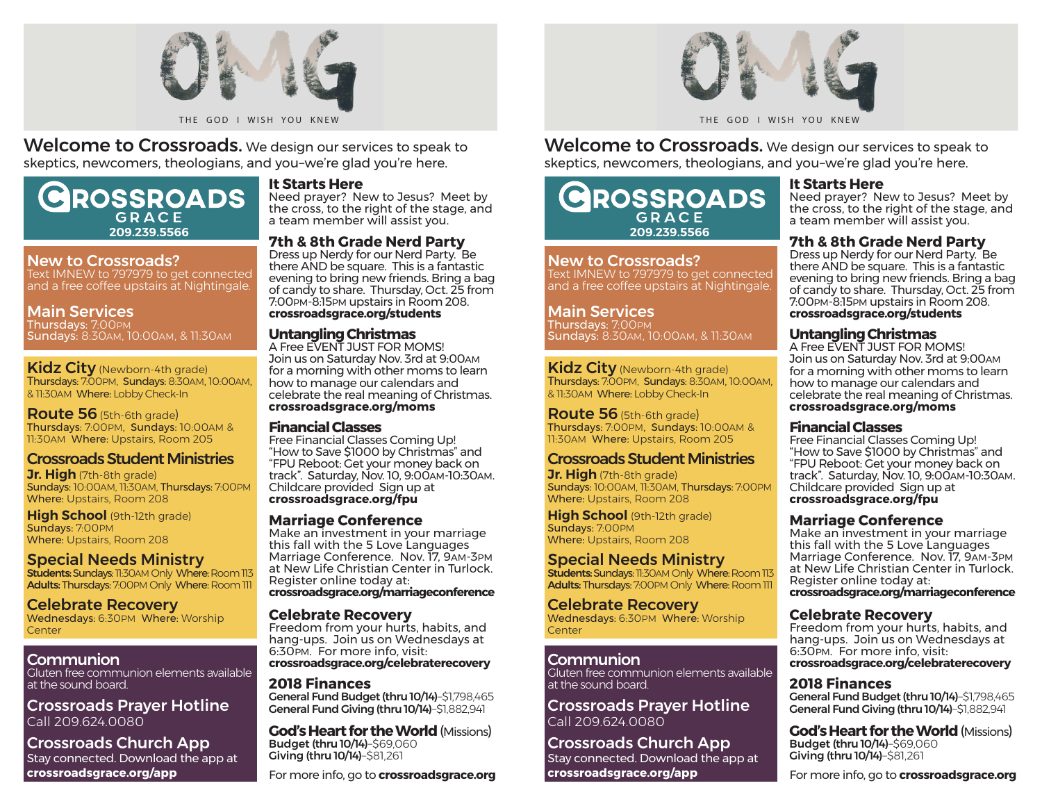# OMG

THE GOD I WISH YOU KNEW

**Welcome to Crossroads.** We design our services to speak to skeptics, newcomers, theologians, and you–we're glad you're here.

## CROSSROADS GRACE
**209.239.5566**

## New to Crossroads?
Text IMNEW to 797979 to get connected and a free coffee upstairs at Nightingale.

## Main Services
Thursdays: 7:00PM
Sundays: 8:30AM, 10:00AM, & 11:30AM

## Kidz City (Newborn-4th grade)
Thursdays: 7:00PM, Sundays: 8:30AM, 10:00AM, & 11:30AM Where: Lobby Check-In

## Route 56 (5th-6th grade)
Thursdays: 7:00PM, Sundays: 10:00AM & 11:30AM Where: Upstairs, Room 205

## Crossroads Student Ministries
**Jr. High** (7th-8th grade)
Sundays: 10:00AM, 11:30AM, Thursdays: 7:00PM
Where: Upstairs, Room 208

**High School** (9th-12th grade)
Sundays: 7:00PM
Where: Upstairs, Room 208

## Special Needs Ministry
**Students:** Sundays: 11:30AM Only Where: Room 113
**Adults:** Thursdays: 7:00PM Only Where: Room 111

## Celebrate Recovery
Wednesdays: 6:30PM Where: Worship Center

## Communion
Gluten free communion elements available at the sound board.

## Crossroads Prayer Hotline
Call 209.624.0080

## Crossroads Church App
Stay connected. Download the app at **crossroadsgrace.org/app**

## It Starts Here
Need prayer? New to Jesus? Meet by the cross, to the right of the stage, and a team member will assist you.

## 7th & 8th Grade Nerd Party
Dress up Nerdy for our Nerd Party. Be there AND be square. This is a fantastic evening to bring new friends. Bring a bag of candy to share. Thursday, Oct. 25 from 7:00PM-8:15PM upstairs in Room 208.
**crossroadsgrace.org/students**

## Untangling Christmas
A Free EVENT JUST FOR MOMS!
Join us on Saturday Nov. 3rd at 9:00AM for a morning with other moms to learn how to manage our calendars and celebrate the real meaning of Christmas.
**crossroadsgrace.org/moms**

## Financial Classes
Free Financial Classes Coming Up! "How to Save $1000 by Christmas" and "FPU Reboot: Get your money back on track". Saturday, Nov. 10, 9:00AM-10:30AM. Childcare provided Sign up at
**crossroadsgrace.org/fpu**

## Marriage Conference
Make an investment in your marriage this fall with the 5 Love Languages Marriage Conference. Nov. 17, 9AM-3PM at New Life Christian Center in Turlock. Register online today at:
**crossroadsgrace.org/marriageconference**

## Celebrate Recovery
Freedom from your hurts, habits, and hang-ups. Join us on Wednesdays at 6:30PM. For more info, visit:
**crossroadsgrace.org/celebraterecovery**

## 2018 Finances
**General Fund Budget (thru 10/14)**–$1,798,465
**General Fund Giving (thru 10/14)**–$1,882,941

## God's Heart for the World (Missions)
**Budget (thru 10/14)**–$69,060
**Giving (thru 10/14)**–$81,261

For more info, go to **crossroadsgrace.org**

---

# OMG

THE GOD I WISH YOU KNEW

**Welcome to Crossroads.** We design our services to speak to skeptics, newcomers, theologians, and you–we're glad you're here.

## CROSSROADS GRACE
**209.239.5566**

## New to Crossroads?
Text IMNEW to 797979 to get connected and a free coffee upstairs at Nightingale.

## Main Services
Thursdays: 7:00PM
Sundays: 8:30AM, 10:00AM, & 11:30AM

## Kidz City (Newborn-4th grade)
Thursdays: 7:00PM, Sundays: 8:30AM, 10:00AM, & 11:30AM Where: Lobby Check-In

## Route 56 (5th-6th grade)
Thursdays: 7:00PM, Sundays: 10:00AM & 11:30AM Where: Upstairs, Room 205

## Crossroads Student Ministries
**Jr. High** (7th-8th grade)
Sundays: 10:00AM, 11:30AM, Thursdays: 7:00PM
Where: Upstairs, Room 208

**High School** (9th-12th grade)
Sundays: 7:00PM
Where: Upstairs, Room 208

## Special Needs Ministry
**Students:** Sundays: 11:30AM Only Where: Room 113
**Adults:** Thursdays: 7:00PM Only Where: Room 111

## Celebrate Recovery
Wednesdays: 6:30PM Where: Worship Center

## Communion
Gluten free communion elements available at the sound board.

## Crossroads Prayer Hotline
Call 209.624.0080

## Crossroads Church App
Stay connected. Download the app at **crossroadsgrace.org/app**

## It Starts Here
Need prayer? New to Jesus? Meet by the cross, to the right of the stage, and a team member will assist you.

## 7th & 8th Grade Nerd Party
Dress up Nerdy for our Nerd Party. Be there AND be square. This is a fantastic evening to bring new friends. Bring a bag of candy to share. Thursday, Oct. 25 from 7:00PM-8:15PM upstairs in Room 208.
**crossroadsgrace.org/students**

## Untangling Christmas
A Free EVENT JUST FOR MOMS!
Join us on Saturday Nov. 3rd at 9:00AM for a morning with other moms to learn how to manage our calendars and celebrate the real meaning of Christmas.
**crossroadsgrace.org/moms**

## Financial Classes
Free Financial Classes Coming Up! "How to Save $1000 by Christmas" and "FPU Reboot: Get your money back on track". Saturday, Nov. 10, 9:00AM-10:30AM. Childcare provided Sign up at
**crossroadsgrace.org/fpu**

## Marriage Conference
Make an investment in your marriage this fall with the 5 Love Languages Marriage Conference. Nov. 17, 9AM-3PM at New Life Christian Center in Turlock. Register online today at:
**crossroadsgrace.org/marriageconference**

## Celebrate Recovery
Freedom from your hurts, habits, and hang-ups. Join us on Wednesdays at 6:30PM. For more info, visit:
**crossroadsgrace.org/celebraterecovery**

## 2018 Finances
**General Fund Budget (thru 10/14)**–$1,798,465
**General Fund Giving (thru 10/14)**–$1,882,941

## God's Heart for the World (Missions)
**Budget (thru 10/14)**–$69,060
**Giving (thru 10/14)**–$81,261

For more info, go to **crossroadsgrace.org**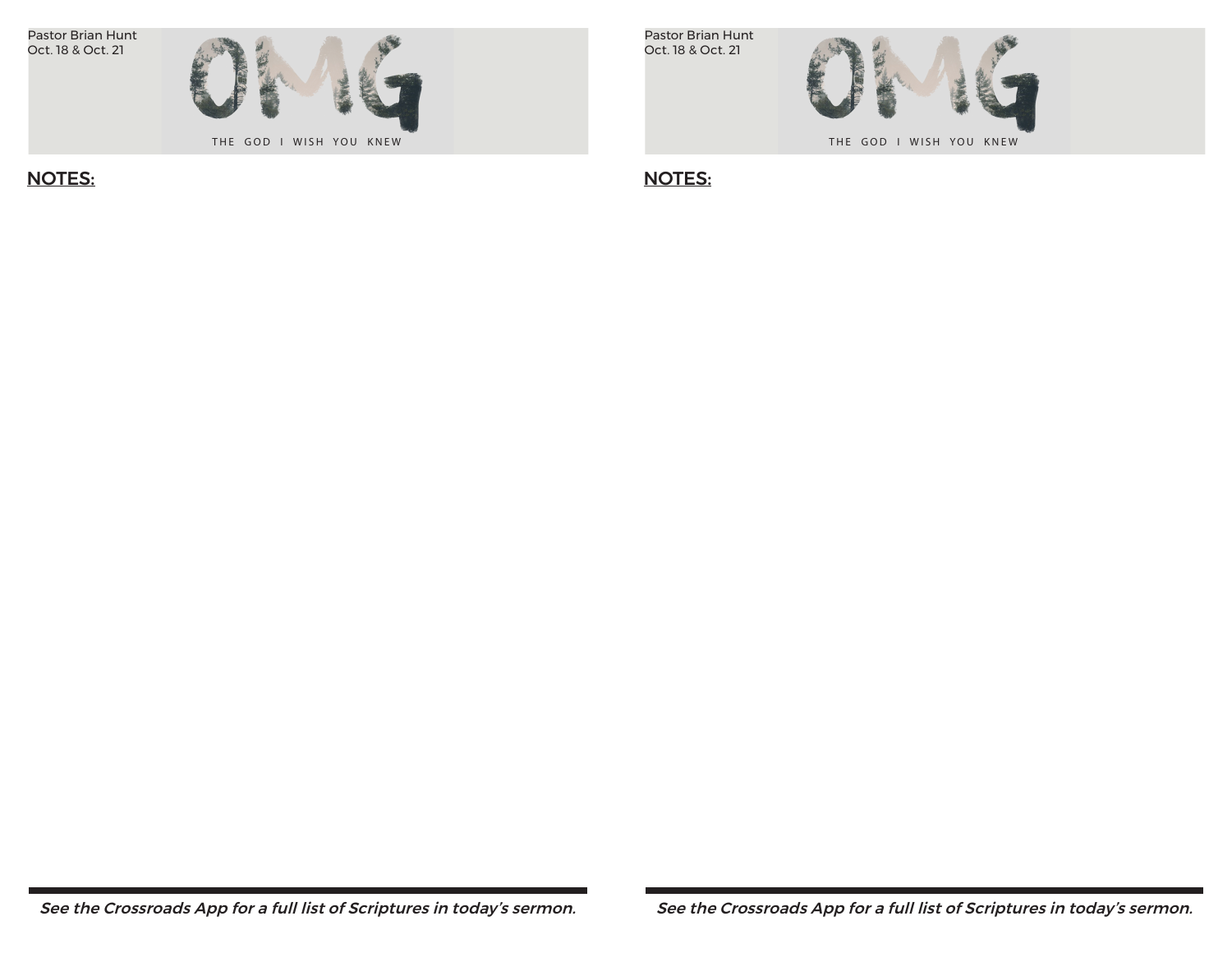Pastor Brian Hunt
Oct. 18 & Oct. 21

OMG

THE GOD I WISH YOU KNEW

**NOTES:**

*See the Crossroads App for a full list of Scriptures in today's sermon.*

Pastor Brian Hunt
Oct. 18 & Oct. 21

OMG

THE GOD I WISH YOU KNEW

**NOTES:**

*See the Crossroads App for a full list of Scriptures in today's sermon.*